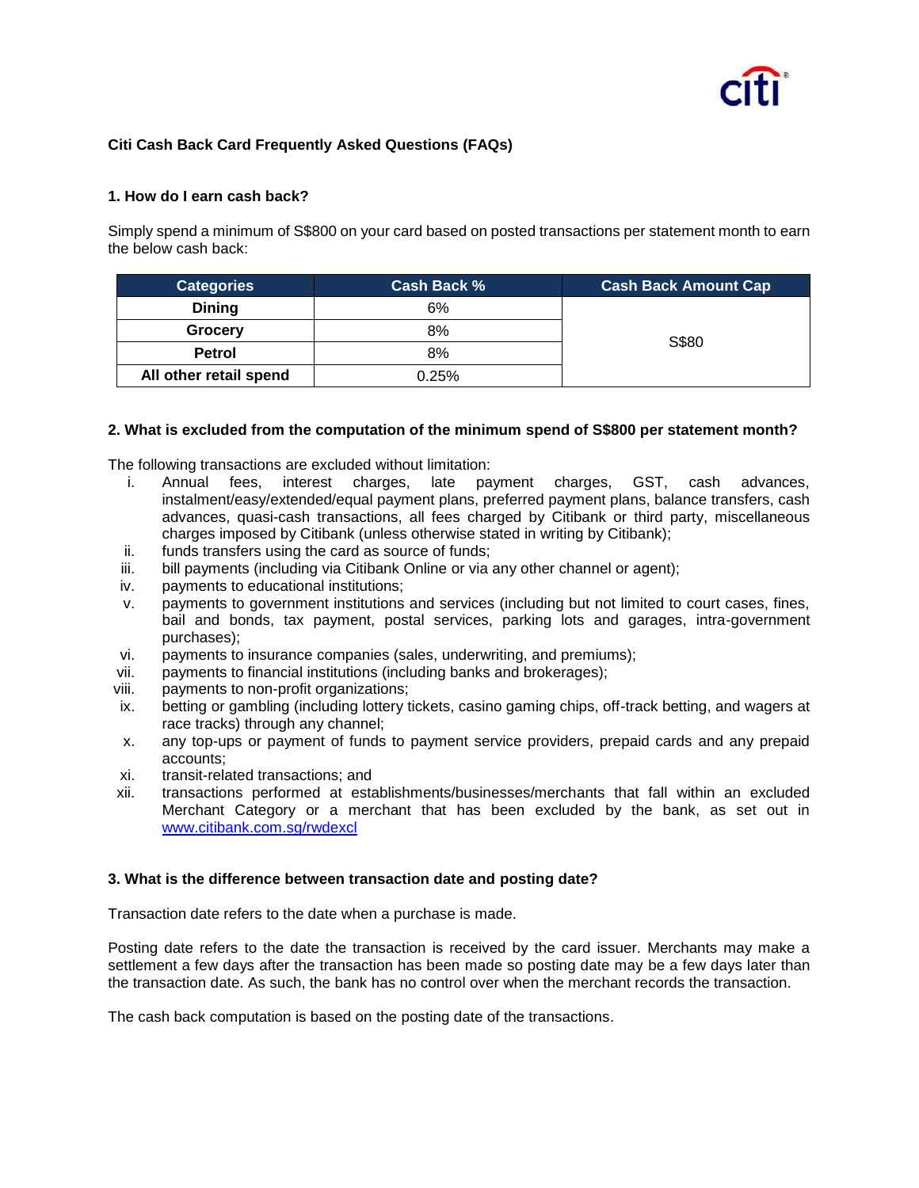# Citi Cash Back Card Frequently Asked Questions (FAQs)

## 1. How do I earn cash back?

Simply spend a minimum of S$800 on your card based on posted transactions per statement month to earn the below cash back:

| Categories | Cash Back % | Cash Back Amount Cap |
|---|---|---|
| **Dining** | 6% | S$80 |
| **Grocery** | 8% | |
| **Petrol** | 8% | |
| **All other retail spend** | 0.25% | |

## 2. What is excluded from the computation of the minimum spend of S$800 per statement month?

The following transactions are excluded without limitation:

i. Annual fees, interest charges, late payment charges, GST, cash advances, instalment/easy/extended/equal payment plans, preferred payment plans, balance transfers, cash advances, quasi-cash transactions, all fees charged by Citibank or third party, miscellaneous charges imposed by Citibank (unless otherwise stated in writing by Citibank);

ii. funds transfers using the card as source of funds;

iii. bill payments (including via Citibank Online or via any other channel or agent);

iv. payments to educational institutions;

v. payments to government institutions and services (including but not limited to court cases, fines, bail and bonds, tax payment, postal services, parking lots and garages, intra-government purchases);

vi. payments to insurance companies (sales, underwriting, and premiums);

vii. payments to financial institutions (including banks and brokerages);

viii. payments to non-profit organizations;

ix. betting or gambling (including lottery tickets, casino gaming chips, off-track betting, and wagers at race tracks) through any channel;

x. any top-ups or payment of funds to payment service providers, prepaid cards and any prepaid accounts;

xi. transit-related transactions; and

xii. transactions performed at establishments/businesses/merchants that fall within an excluded Merchant Category or a merchant that has been excluded by the bank, as set out in www.citibank.com.sg/rwdexcl

## 3. What is the difference between transaction date and posting date?

Transaction date refers to the date when a purchase is made.

Posting date refers to the date the transaction is received by the card issuer. Merchants may make a settlement a few days after the transaction has been made so posting date may be a few days later than the transaction date. As such, the bank has no control over when the merchant records the transaction.

The cash back computation is based on the posting date of the transactions.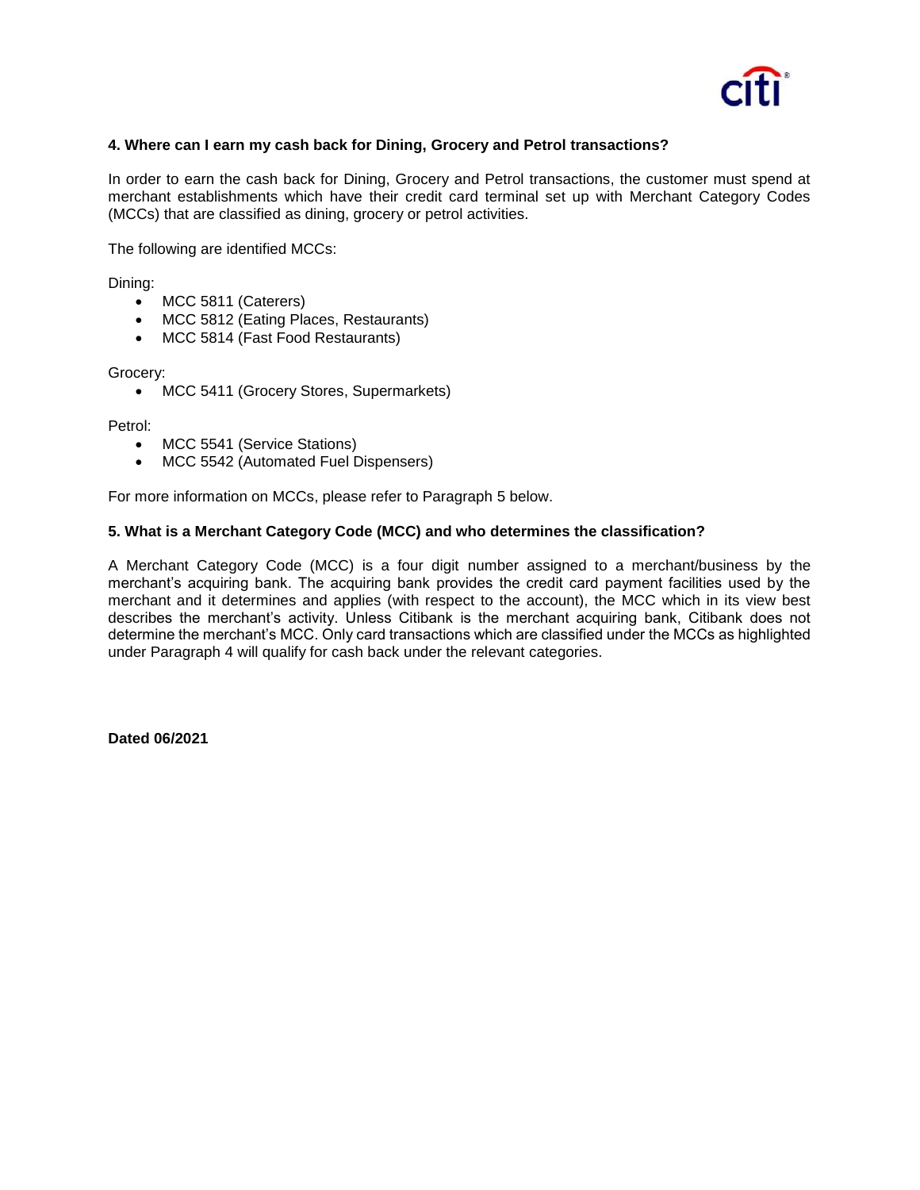**4. Where can I earn my cash back for Dining, Grocery and Petrol transactions?**

In order to earn the cash back for Dining, Grocery and Petrol transactions, the customer must spend at merchant establishments which have their credit card terminal set up with Merchant Category Codes (MCCs) that are classified as dining, grocery or petrol activities.

The following are identified MCCs:

Dining:

- MCC 5811 (Caterers)
- MCC 5812 (Eating Places, Restaurants)
- MCC 5814 (Fast Food Restaurants)

Grocery:

- MCC 5411 (Grocery Stores, Supermarkets)

Petrol:

- MCC 5541 (Service Stations)
- MCC 5542 (Automated Fuel Dispensers)

For more information on MCCs, please refer to Paragraph 5 below.

**5. What is a Merchant Category Code (MCC) and who determines the classification?**

A Merchant Category Code (MCC) is a four digit number assigned to a merchant/business by the merchant's acquiring bank. The acquiring bank provides the credit card payment facilities used by the merchant and it determines and applies (with respect to the account), the MCC which in its view best describes the merchant's activity. Unless Citibank is the merchant acquiring bank, Citibank does not determine the merchant's MCC. Only card transactions which are classified under the MCCs as highlighted under Paragraph 4 will qualify for cash back under the relevant categories.

**Dated 06/2021**